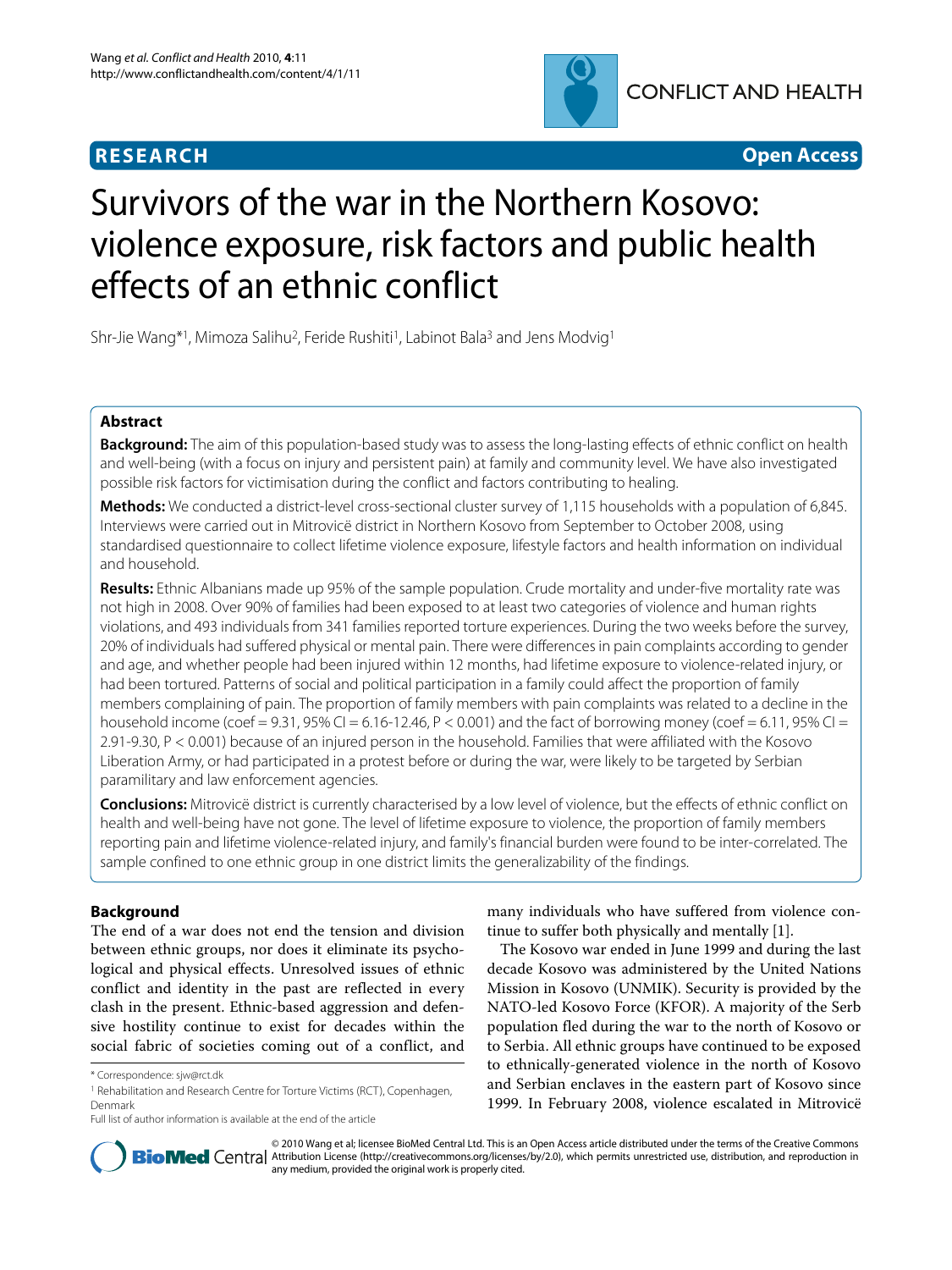**RESEARCH** **Open Access**

# Survivors of the war in the Northern Kosovo: violence exposure, risk factors and public health effects of an ethnic conflict

Shr-Jie Wang*[1], Mimoza Salihu[2], Feride Rushiti[1], Labinot Bala[3] and Jens Modvig[1]

## Abstract

**Background:** The aim of this population-based study was to assess the long-lasting effects of ethnic conflict on health and well-being (with a focus on injury and persistent pain) at family and community level. We have also investigated possible risk factors for victimisation during the conflict and factors contributing to healing.

**Methods:** We conducted a district-level cross-sectional cluster survey of 1,115 households with a population of 6,845. Interviews were carried out in Mitrovicë district in Northern Kosovo from September to October 2008, using standardised questionnaire to collect lifetime violence exposure, lifestyle factors and health information on individual and household.

**Results:** Ethnic Albanians made up 95% of the sample population. Crude mortality and under-five mortality rate was not high in 2008. Over 90% of families had been exposed to at least two categories of violence and human rights violations, and 493 individuals from 341 families reported torture experiences. During the two weeks before the survey, 20% of individuals had suffered physical or mental pain. There were differences in pain complaints according to gender and age, and whether people had been injured within 12 months, had lifetime exposure to violence-related injury, or had been tortured. Patterns of social and political participation in a family could affect the proportion of family members complaining of pain. The proportion of family members with pain complaints was related to a decline in the household income (coef = 9.31, 95% CI = 6.16-12.46, $P < 0.001$) and the fact of borrowing money (coef = 6.11, 95% CI = 2.91-9.30, $P < 0.001$) because of an injured person in the household. Families that were affiliated with the Kosovo Liberation Army, or had participated in a protest before or during the war, were likely to be targeted by Serbian paramilitary and law enforcement agencies.

**Conclusions:** Mitrovicë district is currently characterised by a low level of violence, but the effects of ethnic conflict on health and well-being have not gone. The level of lifetime exposure to violence, the proportion of family members reporting pain and lifetime violence-related injury, and family's financial burden were found to be inter-correlated. The sample confined to one ethnic group in one district limits the generalizability of the findings.

## Background

The end of a war does not end the tension and division between ethnic groups, nor does it eliminate its psychological and physical effects. Unresolved issues of ethnic conflict and identity in the past are reflected in every clash in the present. Ethnic-based aggression and defensive hostility continue to exist for decades within the social fabric of societies coming out of a conflict, and many individuals who have suffered from violence continue to suffer both physically and mentally [1].

The Kosovo war ended in June 1999 and during the last decade Kosovo was administered by the United Nations Mission in Kosovo (UNMIK). Security is provided by the NATO-led Kosovo Force (KFOR). A majority of the Serb population fled during the war to the north of Kosovo or to Serbia. All ethnic groups have continued to be exposed to ethnically-generated violence in the north of Kosovo and Serbian enclaves in the eastern part of Kosovo since 1999. In February 2008, violence escalated in Mitrovicë

\* Correspondence: sjw@rct.dk

[1] Rehabilitation and Research Centre for Torture Victims (RCT), Copenhagen, Denmark

Full list of author information is available at the end of the article

© 2010 Wang et al; licensee BioMed Central Ltd. This is an Open Access article distributed under the terms of the Creative Commons Attribution License (http://creativecommons.org/licenses/by/2.0), which permits unrestricted use, distribution, and reproduction in any medium, provided the original work is properly cited.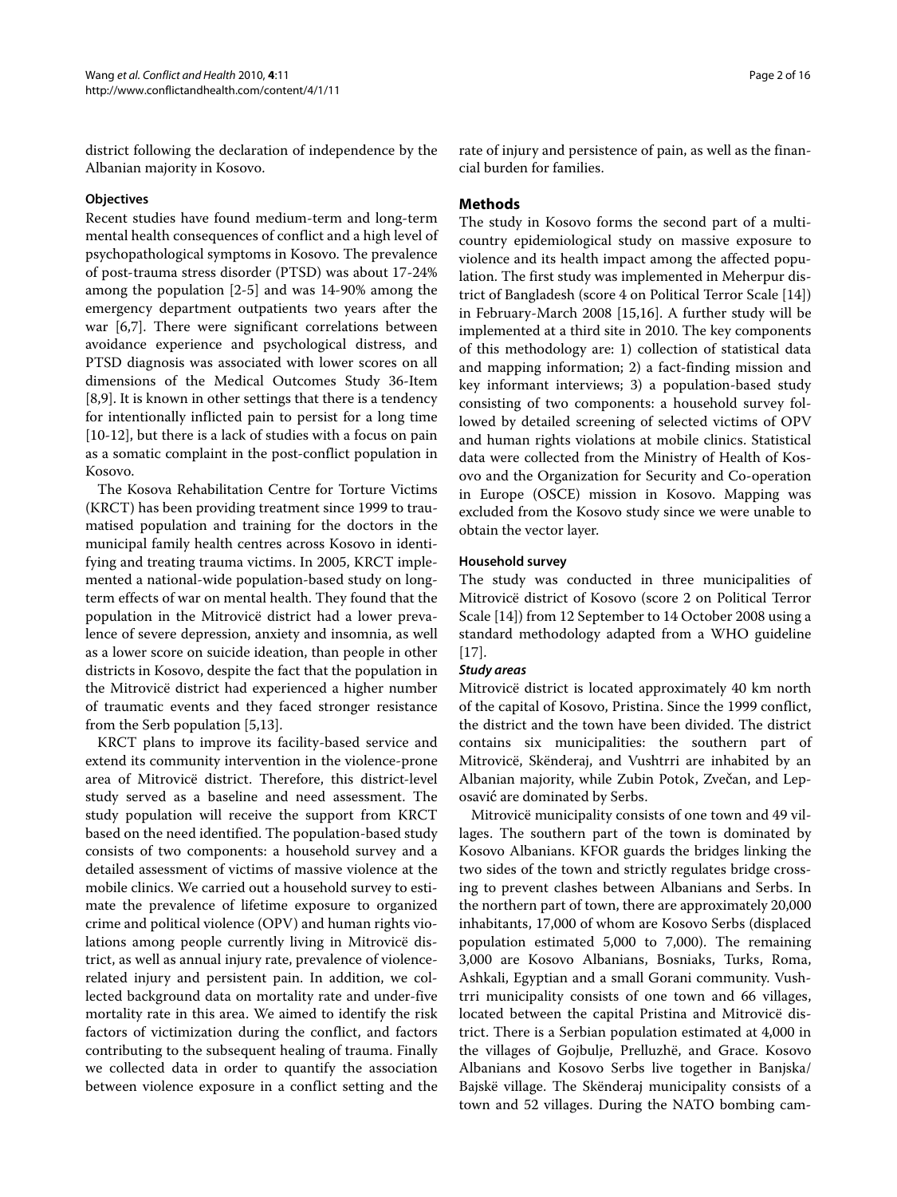district following the declaration of independence by the Albanian majority in Kosovo.

### Objectives

Recent studies have found medium-term and long-term mental health consequences of conflict and a high level of psychopathological symptoms in Kosovo. The prevalence of post-trauma stress disorder (PTSD) was about 17-24% among the population [2-5] and was 14-90% among the emergency department outpatients two years after the war [6,7]. There were significant correlations between avoidance experience and psychological distress, and PTSD diagnosis was associated with lower scores on all dimensions of the Medical Outcomes Study 36-Item [8,9]. It is known in other settings that there is a tendency for intentionally inflicted pain to persist for a long time [10-12], but there is a lack of studies with a focus on pain as a somatic complaint in the post-conflict population in Kosovo.

The Kosova Rehabilitation Centre for Torture Victims (KRCT) has been providing treatment since 1999 to traumatised population and training for the doctors in the municipal family health centres across Kosovo in identifying and treating trauma victims. In 2005, KRCT implemented a national-wide population-based study on long-term effects of war on mental health. They found that the population in the Mitrovicë district had a lower prevalence of severe depression, anxiety and insomnia, as well as a lower score on suicide ideation, than people in other districts in Kosovo, despite the fact that the population in the Mitrovicë district had experienced a higher number of traumatic events and they faced stronger resistance from the Serb population [5,13].

KRCT plans to improve its facility-based service and extend its community intervention in the violence-prone area of Mitrovicë district. Therefore, this district-level study served as a baseline and need assessment. The study population will receive the support from KRCT based on the need identified. The population-based study consists of two components: a household survey and a detailed assessment of victims of massive violence at the mobile clinics. We carried out a household survey to estimate the prevalence of lifetime exposure to organized crime and political violence (OPV) and human rights violations among people currently living in Mitrovicë district, as well as annual injury rate, prevalence of violence-related injury and persistent pain. In addition, we collected background data on mortality rate and under-five mortality rate in this area. We aimed to identify the risk factors of victimization during the conflict, and factors contributing to the subsequent healing of trauma. Finally we collected data in order to quantify the association between violence exposure in a conflict setting and the rate of injury and persistence of pain, as well as the financial burden for families.

## Methods

The study in Kosovo forms the second part of a multi-country epidemiological study on massive exposure to violence and its health impact among the affected population. The first study was implemented in Meherpur district of Bangladesh (score 4 on Political Terror Scale [14]) in February-March 2008 [15,16]. A further study will be implemented at a third site in 2010. The key components of this methodology are: 1) collection of statistical data and mapping information; 2) a fact-finding mission and key informant interviews; 3) a population-based study consisting of two components: a household survey followed by detailed screening of selected victims of OPV and human rights violations at mobile clinics. Statistical data were collected from the Ministry of Health of Kosovo and the Organization for Security and Co-operation in Europe (OSCE) mission in Kosovo. Mapping was excluded from the Kosovo study since we were unable to obtain the vector layer.

### Household survey

The study was conducted in three municipalities of Mitrovicë district of Kosovo (score 2 on Political Terror Scale [14]) from 12 September to 14 October 2008 using a standard methodology adapted from a WHO guideline [17].

#### *Study areas*

Mitrovicë district is located approximately 40 km north of the capital of Kosovo, Pristina. Since the 1999 conflict, the district and the town have been divided. The district contains six municipalities: the southern part of Mitrovicë, Skënderaj, and Vushtrri are inhabited by an Albanian majority, while Zubin Potok, Zvečan, and Leposavić are dominated by Serbs.

Mitrovicë municipality consists of one town and 49 villages. The southern part of the town is dominated by Kosovo Albanians. KFOR guards the bridges linking the two sides of the town and strictly regulates bridge crossing to prevent clashes between Albanians and Serbs. In the northern part of town, there are approximately 20,000 inhabitants, 17,000 of whom are Kosovo Serbs (displaced population estimated 5,000 to 7,000). The remaining 3,000 are Kosovo Albanians, Bosniaks, Turks, Roma, Ashkali, Egyptian and a small Gorani community. Vushtrri municipality consists of one town and 66 villages, located between the capital Pristina and Mitrovicë district. There is a Serbian population estimated at 4,000 in the villages of Gojbulje, Prelluzhë, and Grace. Kosovo Albanians and Kosovo Serbs live together in Banjska/Bajskë village. The Skënderaj municipality consists of a town and 52 villages. During the NATO bombing cam-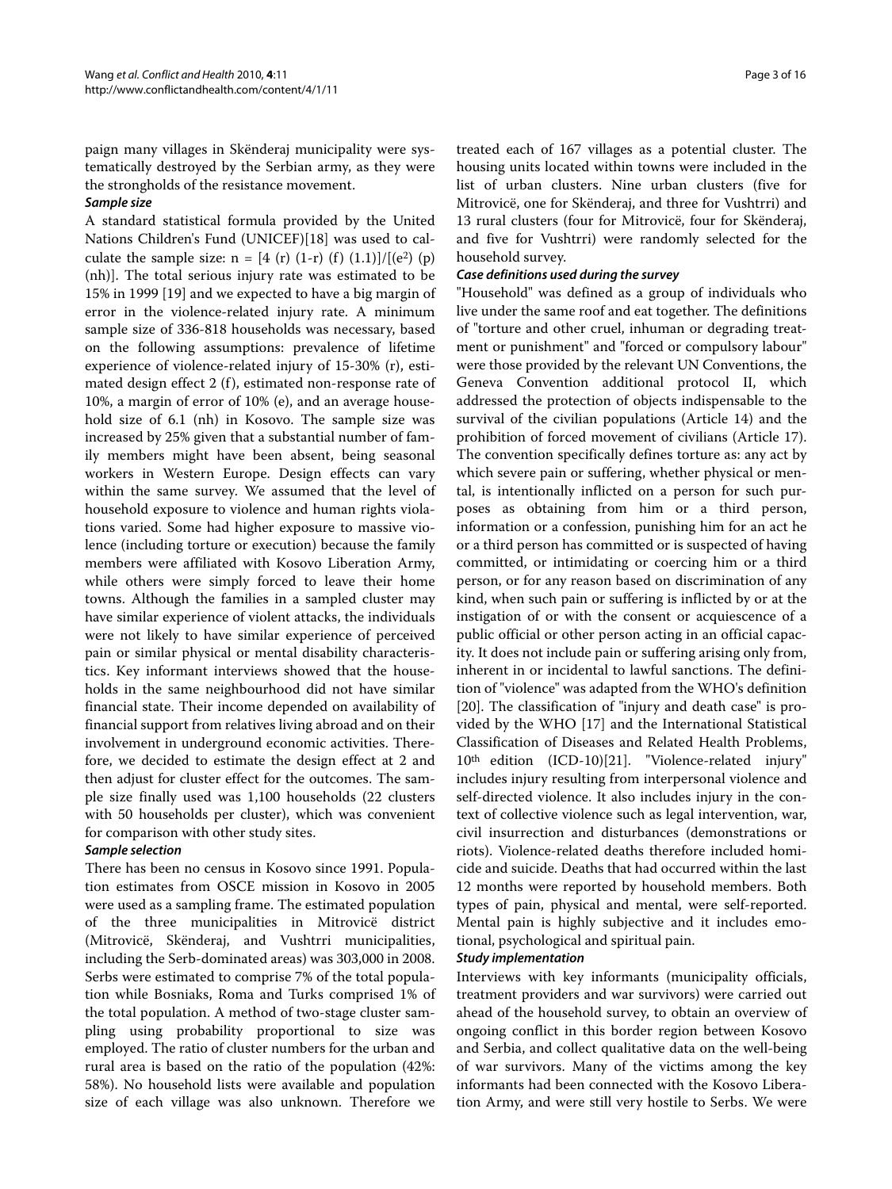paign many villages in Skënderaj municipality were systematically destroyed by the Serbian army, as they were the strongholds of the resistance movement.

### Sample size

A standard statistical formula provided by the United Nations Children's Fund (UNICEF)[18] was used to calculate the sample size: $n = [4 (r) (1-r) (f) (1.1)]/[(e^2) (p) (nh)]$. The total serious injury rate was estimated to be 15% in 1999 [19] and we expected to have a big margin of error in the violence-related injury rate. A minimum sample size of 336-818 households was necessary, based on the following assumptions: prevalence of lifetime experience of violence-related injury of 15-30% (r), estimated design effect 2 (f), estimated non-response rate of 10%, a margin of error of 10% (e), and an average household size of 6.1 (nh) in Kosovo. The sample size was increased by 25% given that a substantial number of family members might have been absent, being seasonal workers in Western Europe. Design effects can vary within the same survey. We assumed that the level of household exposure to violence and human rights violations varied. Some had higher exposure to massive violence (including torture or execution) because the family members were affiliated with Kosovo Liberation Army, while others were simply forced to leave their home towns. Although the families in a sampled cluster may have similar experience of violent attacks, the individuals were not likely to have similar experience of perceived pain or similar physical or mental disability characteristics. Key informant interviews showed that the households in the same neighbourhood did not have similar financial state. Their income depended on availability of financial support from relatives living abroad and on their involvement in underground economic activities. Therefore, we decided to estimate the design effect at 2 and then adjust for cluster effect for the outcomes. The sample size finally used was 1,100 households (22 clusters with 50 households per cluster), which was convenient for comparison with other study sites.

### Sample selection

There has been no census in Kosovo since 1991. Population estimates from OSCE mission in Kosovo in 2005 were used as a sampling frame. The estimated population of the three municipalities in Mitrovicë district (Mitrovicë, Skënderaj, and Vushtrri municipalities, including the Serb-dominated areas) was 303,000 in 2008. Serbs were estimated to comprise 7% of the total population while Bosniaks, Roma and Turks comprised 1% of the total population. A method of two-stage cluster sampling using probability proportional to size was employed. The ratio of cluster numbers for the urban and rural area is based on the ratio of the population (42%: 58%). No household lists were available and population size of each village was also unknown. Therefore we treated each of 167 villages as a potential cluster. The housing units located within towns were included in the list of urban clusters. Nine urban clusters (five for Mitrovicë, one for Skënderaj, and three for Vushtrri) and 13 rural clusters (four for Mitrovicë, four for Skënderaj, and five for Vushtrri) were randomly selected for the household survey.

### Case definitions used during the survey

"Household" was defined as a group of individuals who live under the same roof and eat together. The definitions of "torture and other cruel, inhuman or degrading treatment or punishment" and "forced or compulsory labour" were those provided by the relevant UN Conventions, the Geneva Convention additional protocol II, which addressed the protection of objects indispensable to the survival of the civilian populations (Article 14) and the prohibition of forced movement of civilians (Article 17). The convention specifically defines torture as: any act by which severe pain or suffering, whether physical or mental, is intentionally inflicted on a person for such purposes as obtaining from him or a third person, information or a confession, punishing him for an act he or a third person has committed or is suspected of having committed, or intimidating or coercing him or a third person, or for any reason based on discrimination of any kind, when such pain or suffering is inflicted by or at the instigation of or with the consent or acquiescence of a public official or other person acting in an official capacity. It does not include pain or suffering arising only from, inherent in or incidental to lawful sanctions. The definition of "violence" was adapted from the WHO's definition [20]. The classification of "injury and death case" is provided by the WHO [17] and the International Statistical Classification of Diseases and Related Health Problems, 10th edition (ICD-10)[21]. "Violence-related injury" includes injury resulting from interpersonal violence and self-directed violence. It also includes injury in the context of collective violence such as legal intervention, war, civil insurrection and disturbances (demonstrations or riots). Violence-related deaths therefore included homicide and suicide. Deaths that had occurred within the last 12 months were reported by household members. Both types of pain, physical and mental, were self-reported. Mental pain is highly subjective and it includes emotional, psychological and spiritual pain.

### Study implementation

Interviews with key informants (municipality officials, treatment providers and war survivors) were carried out ahead of the household survey, to obtain an overview of ongoing conflict in this border region between Kosovo and Serbia, and collect qualitative data on the well-being of war survivors. Many of the victims among the key informants had been connected with the Kosovo Liberation Army, and were still very hostile to Serbs. We were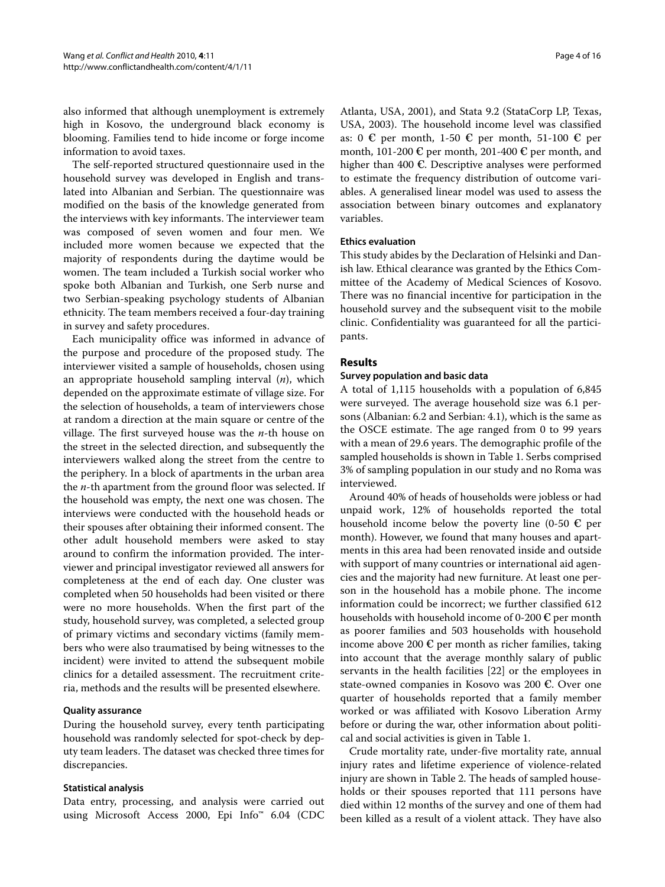also informed that although unemployment is extremely high in Kosovo, the underground black economy is blooming. Families tend to hide income or forge income information to avoid taxes.

The self-reported structured questionnaire used in the household survey was developed in English and translated into Albanian and Serbian. The questionnaire was modified on the basis of the knowledge generated from the interviews with key informants. The interviewer team was composed of seven women and four men. We included more women because we expected that the majority of respondents during the daytime would be women. The team included a Turkish social worker who spoke both Albanian and Turkish, one Serb nurse and two Serbian-speaking psychology students of Albanian ethnicity. The team members received a four-day training in survey and safety procedures.

Each municipality office was informed in advance of the purpose and procedure of the proposed study. The interviewer visited a sample of households, chosen using an appropriate household sampling interval (*n*), which depended on the approximate estimate of village size. For the selection of households, a team of interviewers chose at random a direction at the main square or centre of the village. The first surveyed house was the *n*-th house on the street in the selected direction, and subsequently the interviewers walked along the street from the centre to the periphery. In a block of apartments in the urban area the *n*-th apartment from the ground floor was selected. If the household was empty, the next one was chosen. The interviews were conducted with the household heads or their spouses after obtaining their informed consent. The other adult household members were asked to stay around to confirm the information provided. The interviewer and principal investigator reviewed all answers for completeness at the end of each day. One cluster was completed when 50 households had been visited or there were no more households. When the first part of the study, household survey, was completed, a selected group of primary victims and secondary victims (family members who were also traumatised by being witnesses to the incident) were invited to attend the subsequent mobile clinics for a detailed assessment. The recruitment criteria, methods and the results will be presented elsewhere.

### Quality assurance

During the household survey, every tenth participating household was randomly selected for spot-check by deputy team leaders. The dataset was checked three times for discrepancies.

### Statistical analysis

Data entry, processing, and analysis were carried out using Microsoft Access 2000, Epi Info™ 6.04 (CDC Atlanta, USA, 2001), and Stata 9.2 (StataCorp LP, Texas, USA, 2003). The household income level was classified as: 0 € per month, 1-50 € per month, 51-100 € per month, 101-200 € per month, 201-400 € per month, and higher than 400 €. Descriptive analyses were performed to estimate the frequency distribution of outcome variables. A generalised linear model was used to assess the association between binary outcomes and explanatory variables.

### Ethics evaluation

This study abides by the Declaration of Helsinki and Danish law. Ethical clearance was granted by the Ethics Committee of the Academy of Medical Sciences of Kosovo. There was no financial incentive for participation in the household survey and the subsequent visit to the mobile clinic. Confidentiality was guaranteed for all the participants.

## Results

### Survey population and basic data

A total of 1,115 households with a population of 6,845 were surveyed. The average household size was 6.1 persons (Albanian: 6.2 and Serbian: 4.1), which is the same as the OSCE estimate. The age ranged from 0 to 99 years with a mean of 29.6 years. The demographic profile of the sampled households is shown in Table 1. Serbs comprised 3% of sampling population in our study and no Roma was interviewed.

Around 40% of heads of households were jobless or had unpaid work, 12% of households reported the total household income below the poverty line (0-50 € per month). However, we found that many houses and apartments in this area had been renovated inside and outside with support of many countries or international aid agencies and the majority had new furniture. At least one person in the household has a mobile phone. The income information could be incorrect; we further classified 612 households with household income of 0-200 € per month as poorer families and 503 households with household income above 200 € per month as richer families, taking into account that the average monthly salary of public servants in the health facilities [22] or the employees in state-owned companies in Kosovo was 200 €. Over one quarter of households reported that a family member worked or was affiliated with Kosovo Liberation Army before or during the war, other information about political and social activities is given in Table 1.

Crude mortality rate, under-five mortality rate, annual injury rates and lifetime experience of violence-related injury are shown in Table 2. The heads of sampled households or their spouses reported that 111 persons have died within 12 months of the survey and one of them had been killed as a result of a violent attack. They have also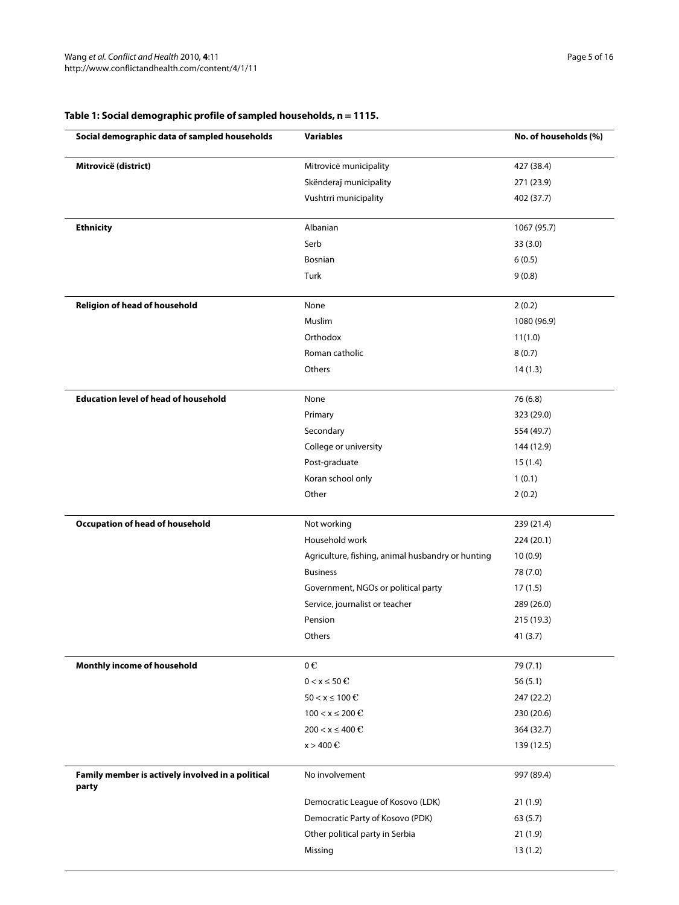**Table 1: Social demographic profile of sampled households, n = 1115.**

| Social demographic data of sampled households | Variables | No. of households (%) |
| --- | --- | --- |
| **Mitrovicë (district)** | Mitrovicë municipality | 427 (38.4) |
| | Skënderaj municipality | 271 (23.9) |
| | Vushtrri municipality | 402 (37.7) |
| **Ethnicity** | Albanian | 1067 (95.7) |
| | Serb | 33 (3.0) |
| | Bosnian | 6 (0.5) |
| | Turk | 9 (0.8) |
| **Religion of head of household** | None | 2 (0.2) |
| | Muslim | 1080 (96.9) |
| | Orthodox | 11(1.0) |
| | Roman catholic | 8 (0.7) |
| | Others | 14 (1.3) |
| **Education level of head of household** | None | 76 (6.8) |
| | Primary | 323 (29.0) |
| | Secondary | 554 (49.7) |
| | College or university | 144 (12.9) |
| | Post-graduate | 15 (1.4) |
| | Koran school only | 1 (0.1) |
| | Other | 2 (0.2) |
| **Occupation of head of household** | Not working | 239 (21.4) |
| | Household work | 224 (20.1) |
| | Agriculture, fishing, animal husbandry or hunting | 10 (0.9) |
| | Business | 78 (7.0) |
| | Government, NGOs or political party | 17 (1.5) |
| | Service, journalist or teacher | 289 (26.0) |
| | Pension | 215 (19.3) |
| | Others | 41 (3.7) |
| **Monthly income of household** | 0 € | 79 (7.1) |
| | $0 < x \leq 50$ € | 56 (5.1) |
| | $50 < x \leq 100$ € | 247 (22.2) |
| | $100 < x \leq 200$ € | 230 (20.6) |
| | $200 < x \leq 400$ € | 364 (32.7) |
| | $x > 400$ € | 139 (12.5) |
| **Family member is actively involved in a political party** | No involvement | 997 (89.4) |
| | Democratic League of Kosovo (LDK) | 21 (1.9) |
| | Democratic Party of Kosovo (PDK) | 63 (5.7) |
| | Other political party in Serbia | 21 (1.9) |
| | Missing | 13 (1.2) |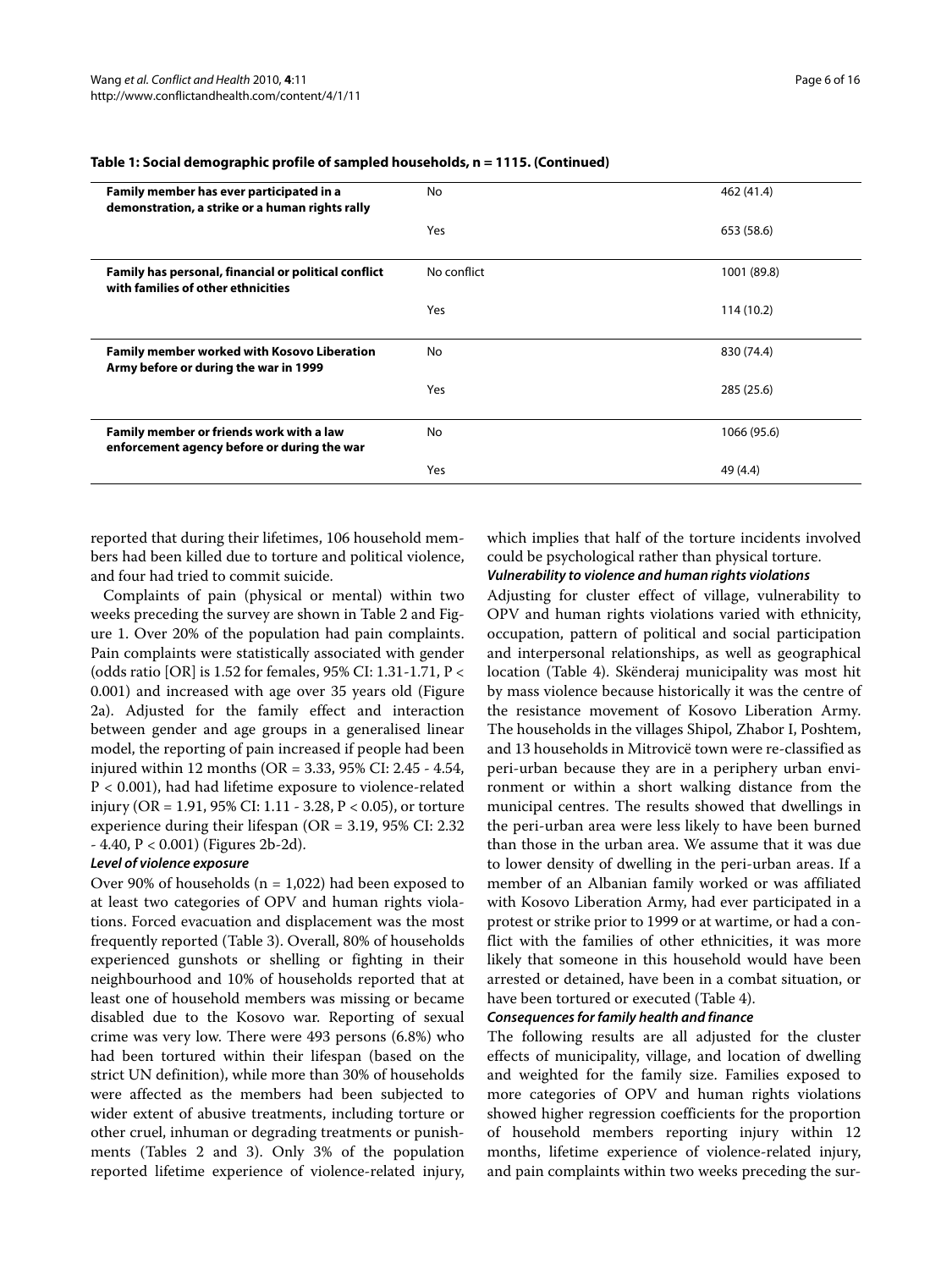**Table 1: Social demographic profile of sampled households, n = 1115. (Continued)**

| | | |
|---|---|---|
| **Family member has ever participated in a demonstration, a strike or a human rights rally** | No | 462 (41.4) |
| | Yes | 653 (58.6) |
| **Family has personal, financial or political conflict with families of other ethnicities** | No conflict | 1001 (89.8) |
| | Yes | 114 (10.2) |
| **Family member worked with Kosovo Liberation Army before or during the war in 1999** | No | 830 (74.4) |
| | Yes | 285 (25.6) |
| **Family member or friends work with a law enforcement agency before or during the war** | No | 1066 (95.6) |
| | Yes | 49 (4.4) |

reported that during their lifetimes, 106 household members had been killed due to torture and political violence, and four had tried to commit suicide.

Complaints of pain (physical or mental) within two weeks preceding the survey are shown in Table 2 and Figure 1. Over 20% of the population had pain complaints. Pain complaints were statistically associated with gender (odds ratio [OR] is 1.52 for females, 95% CI: 1.31-1.71, $P < 0.001$) and increased with age over 35 years old (Figure 2a). Adjusted for the family effect and interaction between gender and age groups in a generalised linear model, the reporting of pain increased if people had been injured within 12 months (OR = 3.33, 95% CI: 2.45 - 4.54, $P < 0.001$), had had lifetime exposure to violence-related injury (OR = 1.91, 95% CI: 1.11 - 3.28, $P < 0.05$), or torture experience during their lifespan (OR = 3.19, 95% CI: 2.32 - 4.40, $P < 0.001$) (Figures 2b-2d).

***Level of violence exposure***

Over 90% of households (n = 1,022) had been exposed to at least two categories of OPV and human rights violations. Forced evacuation and displacement was the most frequently reported (Table 3). Overall, 80% of households experienced gunshots or shelling or fighting in their neighbourhood and 10% of households reported that at least one of household members was missing or became disabled due to the Kosovo war. Reporting of sexual crime was very low. There were 493 persons (6.8%) who had been tortured within their lifespan (based on the strict UN definition), while more than 30% of households were affected as the members had been subjected to wider extent of abusive treatments, including torture or other cruel, inhuman or degrading treatments or punishments (Tables 2 and 3). Only 3% of the population reported lifetime experience of violence-related injury, which implies that half of the torture incidents involved could be psychological rather than physical torture.

***Vulnerability to violence and human rights violations***

Adjusting for cluster effect of village, vulnerability to OPV and human rights violations varied with ethnicity, occupation, pattern of political and social participation and interpersonal relationships, as well as geographical location (Table 4). Skënderaj municipality was most hit by mass violence because historically it was the centre of the resistance movement of Kosovo Liberation Army. The households in the villages Shipol, Zhabor I, Poshtem, and 13 households in Mitrovicë town were re-classified as peri-urban because they are in a periphery urban environment or within a short walking distance from the municipal centres. The results showed that dwellings in the peri-urban area were less likely to have been burned than those in the urban area. We assume that it was due to lower density of dwelling in the peri-urban areas. If a member of an Albanian family worked or was affiliated with Kosovo Liberation Army, had ever participated in a protest or strike prior to 1999 or at wartime, or had a conflict with the families of other ethnicities, it was more likely that someone in this household would have been arrested or detained, have been in a combat situation, or have been tortured or executed (Table 4).

***Consequences for family health and finance***

The following results are all adjusted for the cluster effects of municipality, village, and location of dwelling and weighted for the family size. Families exposed to more categories of OPV and human rights violations showed higher regression coefficients for the proportion of household members reporting injury within 12 months, lifetime experience of violence-related injury, and pain complaints within two weeks preceding the sur-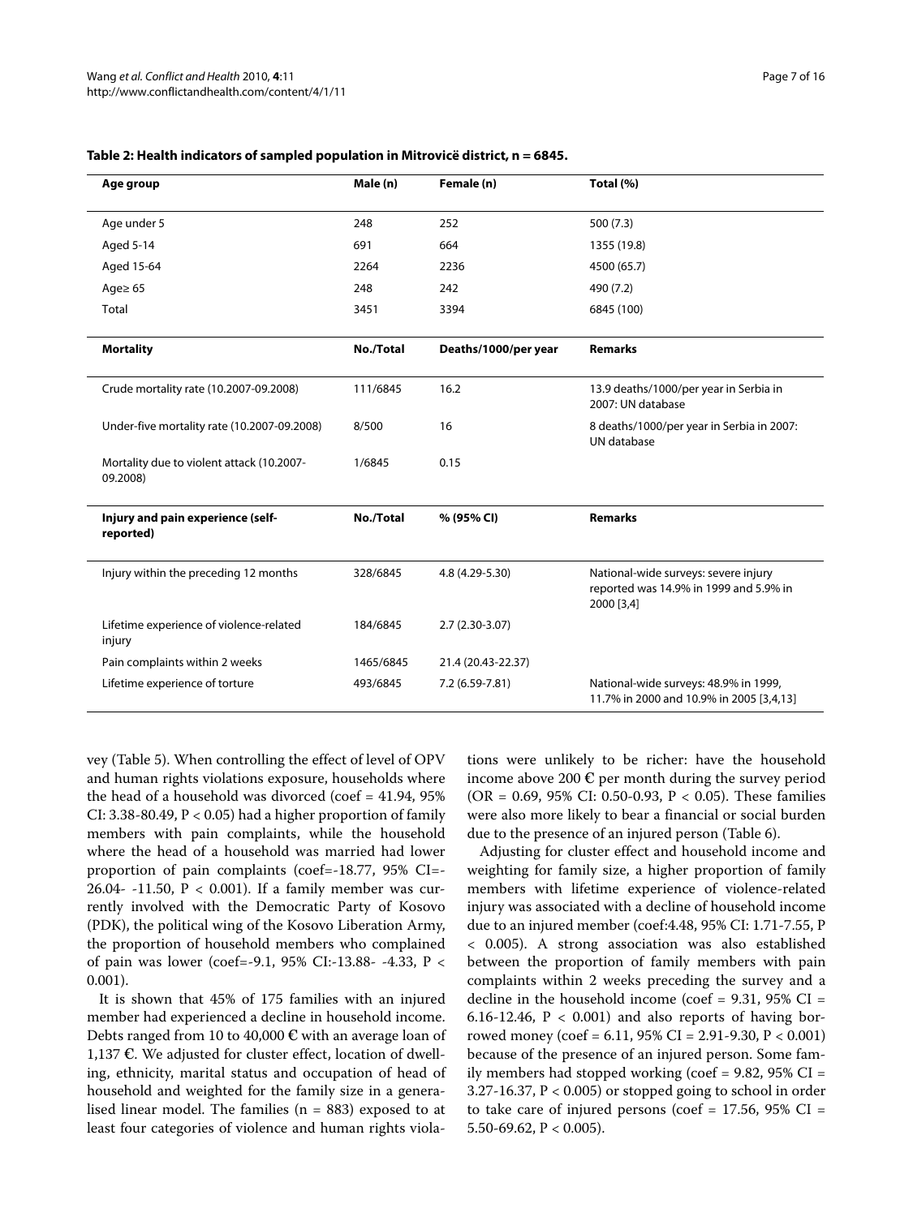**Table 2: Health indicators of sampled population in Mitrovicë district, n = 6845.**

| Age group | Male (n) | Female (n) | Total (%) |
| --- | --- | --- | --- |
| Age under 5 | 248 | 252 | 500 (7.3) |
| Aged 5-14 | 691 | 664 | 1355 (19.8) |
| Aged 15-64 | 2264 | 2236 | 4500 (65.7) |
| Age≥ 65 | 248 | 242 | 490 (7.2) |
| Total | 3451 | 3394 | 6845 (100) |
| **Mortality** | **No./Total** | **Deaths/1000/per year** | **Remarks** |
| Crude mortality rate (10.2007-09.2008) | 111/6845 | 16.2 | 13.9 deaths/1000/per year in Serbia in 2007: UN database |
| Under-five mortality rate (10.2007-09.2008) | 8/500 | 16 | 8 deaths/1000/per year in Serbia in 2007: UN database |
| Mortality due to violent attack (10.2007-09.2008) | 1/6845 | 0.15 | |
| **Injury and pain experience (self-reported)** | **No./Total** | **% (95% CI)** | **Remarks** |
| Injury within the preceding 12 months | 328/6845 | 4.8 (4.29-5.30) | National-wide surveys: severe injury reported was 14.9% in 1999 and 5.9% in 2000 [3,4] |
| Lifetime experience of violence-related injury | 184/6845 | 2.7 (2.30-3.07) | |
| Pain complaints within 2 weeks | 1465/6845 | 21.4 (20.43-22.37) | |
| Lifetime experience of torture | 493/6845 | 7.2 (6.59-7.81) | National-wide surveys: 48.9% in 1999, 11.7% in 2000 and 10.9% in 2005 [3,4,13] |

vey (Table 5). When controlling the effect of level of OPV and human rights violations exposure, households where the head of a household was divorced (coef = 41.94, 95% CI: 3.38-80.49, $P < 0.05$) had a higher proportion of family members with pain complaints, while the household where the head of a household was married had lower proportion of pain complaints (coef=-18.77, 95% CI=-26.04- -11.50, $P < 0.001$). If a family member was currently involved with the Democratic Party of Kosovo (PDK), the political wing of the Kosovo Liberation Army, the proportion of household members who complained of pain was lower (coef=-9.1, 95% CI:-13.88- -4.33, $P < 0.001$).

It is shown that 45% of 175 families with an injured member had experienced a decline in household income. Debts ranged from 10 to 40,000 € with an average loan of 1,137 €. We adjusted for cluster effect, location of dwelling, ethnicity, marital status and occupation of head of household and weighted for the family size in a generalised linear model. The families (n = 883) exposed to at least four categories of violence and human rights violations were unlikely to be richer: have the household income above 200 € per month during the survey period (OR = 0.69, 95% CI: 0.50-0.93, $P < 0.05$). These families were also more likely to bear a financial or social burden due to the presence of an injured person (Table 6).

Adjusting for cluster effect and household income and weighting for family size, a higher proportion of family members with lifetime experience of violence-related injury was associated with a decline of household income due to an injured member (coef:4.48, 95% CI: 1.71-7.55, $P < 0.005$). A strong association was also established between the proportion of family members with pain complaints within 2 weeks preceding the survey and a decline in the household income (coef = 9.31, 95% CI = 6.16-12.46, $P < 0.001$) and also reports of having borrowed money (coef = 6.11, 95% CI = 2.91-9.30, $P < 0.001$) because of the presence of an injured person. Some family members had stopped working (coef = 9.82, 95% CI = 3.27-16.37, $P < 0.005$) or stopped going to school in order to take care of injured persons (coef = 17.56, 95% CI = 5.50-69.62, $P < 0.005$).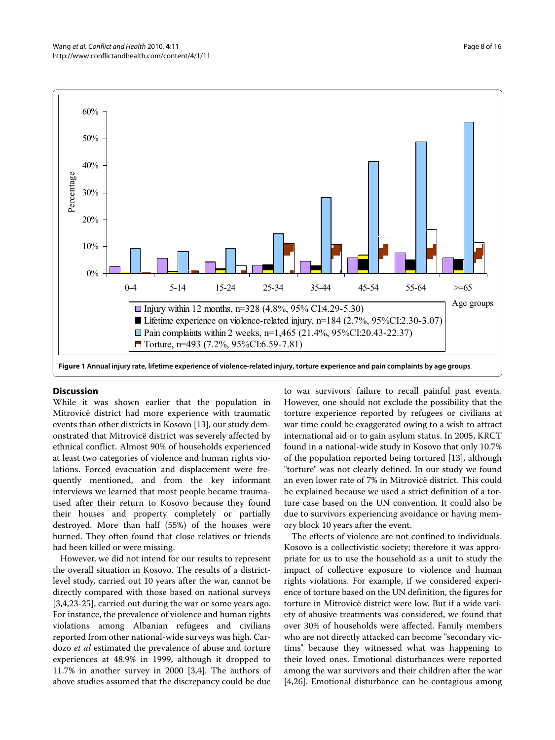Figure 1 Annual injury rate, lifetime experience of violence-related injury, torture experience and pain complaints by age groups.

## Discussion

While it was shown earlier that the population in Mitrovicë district had more experience with traumatic events than other districts in Kosovo [13], our study demonstrated that Mitrovicë district was severely affected by ethnical conflict. Almost 90% of households experienced at least two categories of violence and human rights violations. Forced evacuation and displacement were frequently mentioned, and from the key informant interviews we learned that most people became traumatised after their return to Kosovo because they found their houses and property completely or partially destroyed. More than half (55%) of the houses were burned. They often found that close relatives or friends had been killed or were missing.

However, we did not intend for our results to represent the overall situation in Kosovo. The results of a district-level study, carried out 10 years after the war, cannot be directly compared with those based on national surveys [3,4,23-25], carried out during the war or some years ago. For instance, the prevalence of violence and human rights violations among Albanian refugees and civilians reported from other national-wide surveys was high. Cardozo *et al* estimated the prevalence of abuse and torture experiences at 48.9% in 1999, although it dropped to 11.7% in another survey in 2000 [3,4]. The authors of above studies assumed that the discrepancy could be due to war survivors' failure to recall painful past events. However, one should not exclude the possibility that the torture experience reported by refugees or civilians at war time could be exaggerated owing to a wish to attract international aid or to gain asylum status. In 2005, KRCT found in a national-wide study in Kosovo that only 10.7% of the population reported being tortured [13], although "torture" was not clearly defined. In our study we found an even lower rate of 7% in Mitrovicë district. This could be explained because we used a strict definition of a torture case based on the UN convention. It could also be due to survivors experiencing avoidance or having memory block 10 years after the event.

The effects of violence are not confined to individuals. Kosovo is a collectivistic society; therefore it was appropriate for us to use the household as a unit to study the impact of collective exposure to violence and human rights violations. For example, if we considered experience of torture based on the UN definition, the figures for torture in Mitrovicë district were low. But if a wide variety of abusive treatments was considered, we found that over 30% of households were affected. Family members who are not directly attacked can become "secondary victims" because they witnessed what was happening to their loved ones. Emotional disturbances were reported among the war survivors and their children after the war [4,26]. Emotional disturbance can be contagious among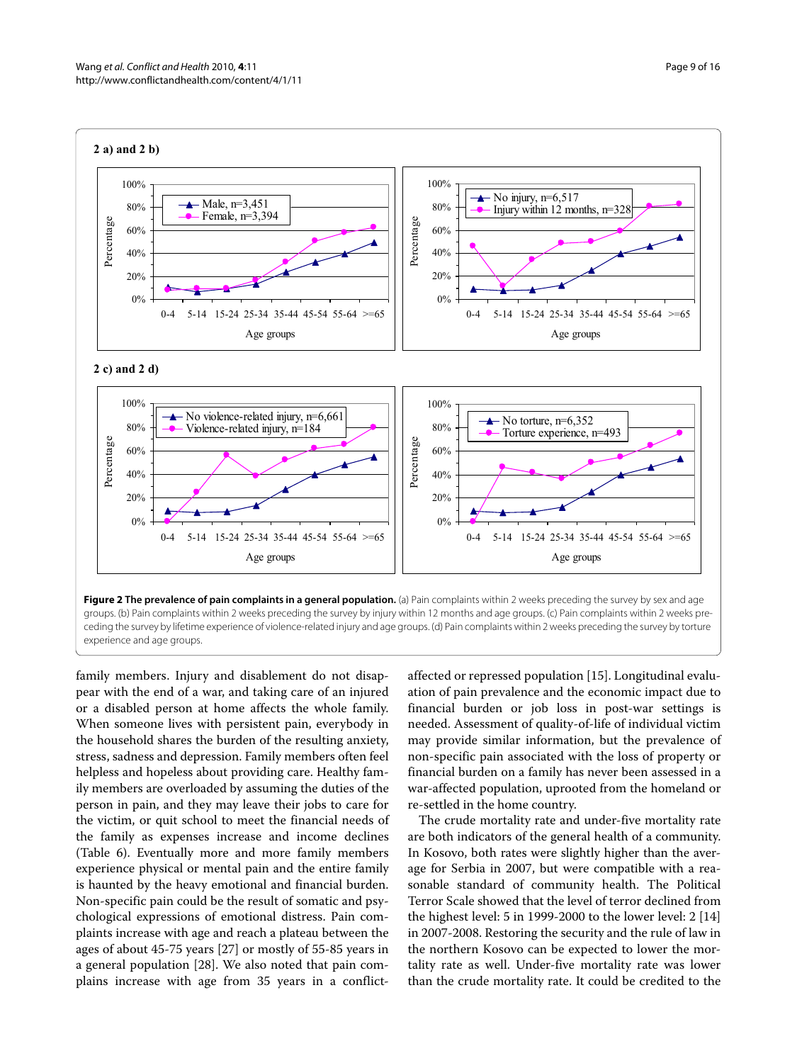**Figure 2 The prevalence of pain complaints in a general population.** (a) Pain complaints within 2 weeks preceding the survey by sex and age groups. (b) Pain complaints within 2 weeks preceding the survey by injury within 12 months and age groups. (c) Pain complaints within 2 weeks preceding the survey by lifetime experience of violence-related injury and age groups. (d) Pain complaints within 2 weeks preceding the survey by torture experience and age groups.

family members. Injury and disablement do not disappear with the end of a war, and taking care of an injured or a disabled person at home affects the whole family. When someone lives with persistent pain, everybody in the household shares the burden of the resulting anxiety, stress, sadness and depression. Family members often feel helpless and hopeless about providing care. Healthy family members are overloaded by assuming the duties of the person in pain, and they may leave their jobs to care for the victim, or quit school to meet the financial needs of the family as expenses increase and income declines (Table 6). Eventually more and more family members experience physical or mental pain and the entire family is haunted by the heavy emotional and financial burden. Non-specific pain could be the result of somatic and psychological expressions of emotional distress. Pain complaints increase with age and reach a plateau between the ages of about 45-75 years [27] or mostly of 55-85 years in a general population [28]. We also noted that pain complains increase with age from 35 years in a conflict-affected or repressed population [15]. Longitudinal evaluation of pain prevalence and the economic impact due to financial burden or job loss in post-war settings is needed. Assessment of quality-of-life of individual victim may provide similar information, but the prevalence of non-specific pain associated with the loss of property or financial burden on a family has never been assessed in a war-affected population, uprooted from the homeland or re-settled in the home country.

The crude mortality rate and under-five mortality rate are both indicators of the general health of a community. In Kosovo, both rates were slightly higher than the average for Serbia in 2007, but were compatible with a reasonable standard of community health. The Political Terror Scale showed that the level of terror declined from the highest level: 5 in 1999-2000 to the lower level: 2 [14] in 2007-2008. Restoring the security and the rule of law in the northern Kosovo can be expected to lower the mortality rate as well. Under-five mortality rate was lower than the crude mortality rate. It could be credited to the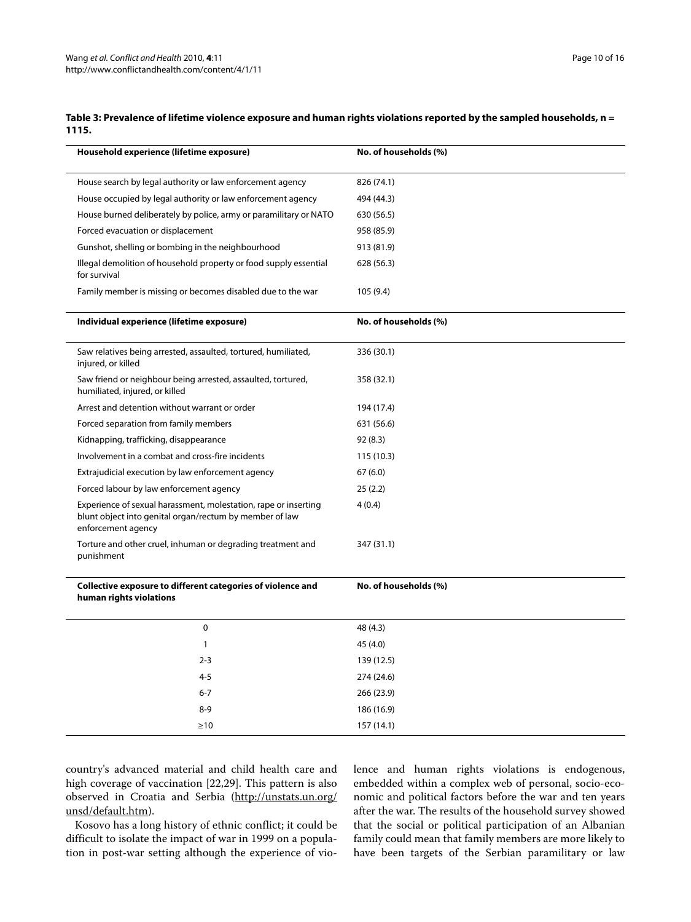**Table 3: Prevalence of lifetime violence exposure and human rights violations reported by the sampled households, n = 1115.**

| Household experience (lifetime exposure) | No. of households (%) |
| --- | --- |
| House search by legal authority or law enforcement agency | 826 (74.1) |
| House occupied by legal authority or law enforcement agency | 494 (44.3) |
| House burned deliberately by police, army or paramilitary or NATO | 630 (56.5) |
| Forced evacuation or displacement | 958 (85.9) |
| Gunshot, shelling or bombing in the neighbourhood | 913 (81.9) |
| Illegal demolition of household property or food supply essential for survival | 628 (56.3) |
| Family member is missing or becomes disabled due to the war | 105 (9.4) |
| **Individual experience (lifetime exposure)** | **No. of households (%)** |
| Saw relatives being arrested, assaulted, tortured, humiliated, injured, or killed | 336 (30.1) |
| Saw friend or neighbour being arrested, assaulted, tortured, humiliated, injured, or killed | 358 (32.1) |
| Arrest and detention without warrant or order | 194 (17.4) |
| Forced separation from family members | 631 (56.6) |
| Kidnapping, trafficking, disappearance | 92 (8.3) |
| Involvement in a combat and cross-fire incidents | 115 (10.3) |
| Extrajudicial execution by law enforcement agency | 67 (6.0) |
| Forced labour by law enforcement agency | 25 (2.2) |
| Experience of sexual harassment, molestation, rape or inserting blunt object into genital organ/rectum by member of law enforcement agency | 4 (0.4) |
| Torture and other cruel, inhuman or degrading treatment and punishment | 347 (31.1) |
| **Collective exposure to different categories of violence and human rights violations** | **No. of households (%)** |
| 0 | 48 (4.3) |
| 1 | 45 (4.0) |
| 2-3 | 139 (12.5) |
| 4-5 | 274 (24.6) |
| 6-7 | 266 (23.9) |
| 8-9 | 186 (16.9) |
| ≥10 | 157 (14.1) |

country's advanced material and child health care and high coverage of vaccination [22,29]. This pattern is also observed in Croatia and Serbia (http://unstats.un.org/unsd/default.htm).

Kosovo has a long history of ethnic conflict; it could be difficult to isolate the impact of war in 1999 on a population in post-war setting although the experience of violence and human rights violations is endogenous, embedded within a complex web of personal, socio-economic and political factors before the war and ten years after the war. The results of the household survey showed that the social or political participation of an Albanian family could mean that family members are more likely to have been targets of the Serbian paramilitary or law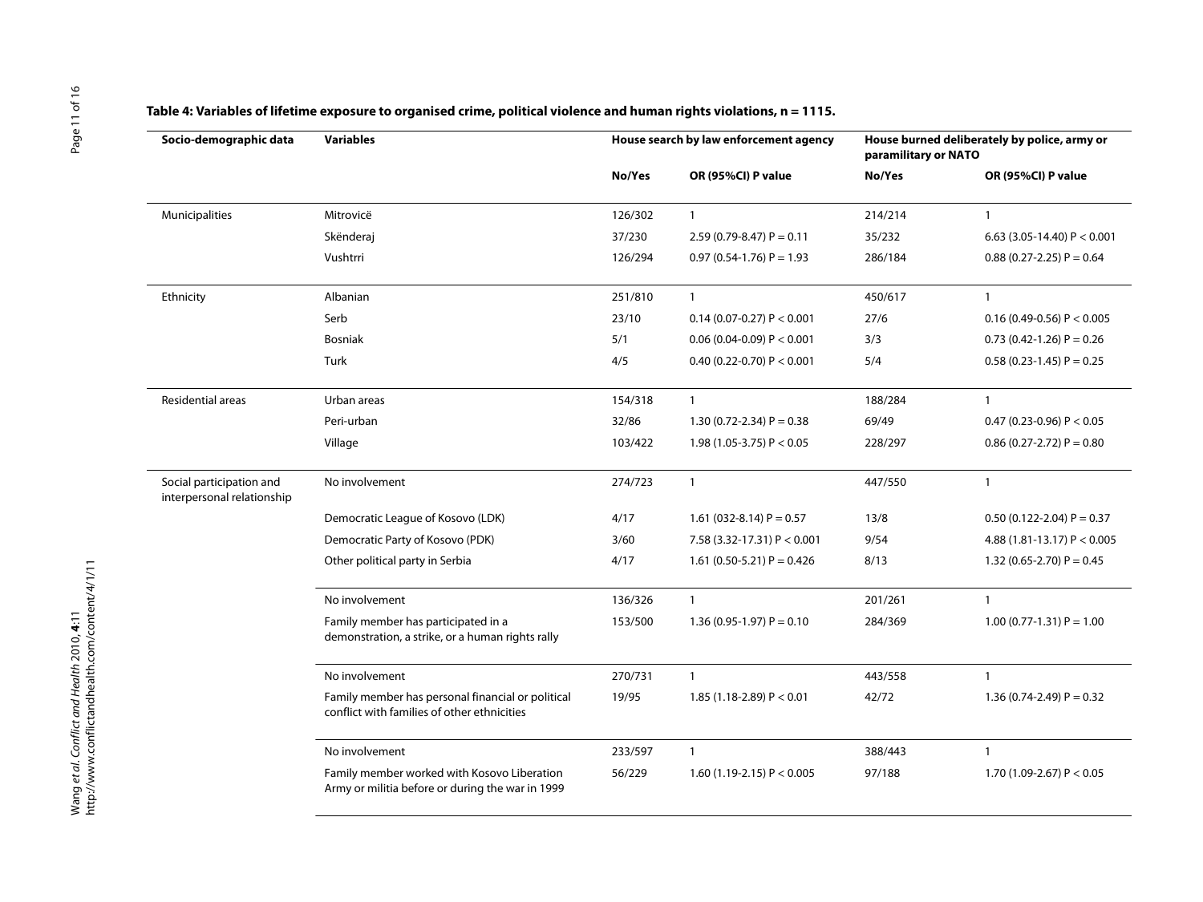**Table 4: Variables of lifetime exposure to organised crime, political violence and human rights violations, n = 1115.**

| Socio-demographic data | Variables | House search by law enforcement agency | | House burned deliberately by police, army or paramilitary or NATO | |
|---|---|---|---|---|---|
| | | No/Yes | OR (95%CI) P value | No/Yes | OR (95%CI) P value |
| Municipalities | Mitrovicë | 126/302 | 1 | 214/214 | 1 |
| | Skënderaj | 37/230 | 2.59 (0.79-8.47) P = 0.11 | 35/232 | 6.63 (3.05-14.40) P < 0.001 |
| | Vushtrri | 126/294 | 0.97 (0.54-1.76) P = 1.93 | 286/184 | 0.88 (0.27-2.25) P = 0.64 |
| Ethnicity | Albanian | 251/810 | 1 | 450/617 | 1 |
| | Serb | 23/10 | 0.14 (0.07-0.27) P < 0.001 | 27/6 | 0.16 (0.49-0.56) P < 0.005 |
| | Bosniak | 5/1 | 0.06 (0.04-0.09) P < 0.001 | 3/3 | 0.73 (0.42-1.26) P = 0.26 |
| | Turk | 4/5 | 0.40 (0.22-0.70) P < 0.001 | 5/4 | 0.58 (0.23-1.45) P = 0.25 |
| Residential areas | Urban areas | 154/318 | 1 | 188/284 | 1 |
| | Peri-urban | 32/86 | 1.30 (0.72-2.34) P = 0.38 | 69/49 | 0.47 (0.23-0.96) P < 0.05 |
| | Village | 103/422 | 1.98 (1.05-3.75) P < 0.05 | 228/297 | 0.86 (0.27-2.72) P = 0.80 |
| Social participation and interpersonal relationship | No involvement | 274/723 | 1 | 447/550 | 1 |
| | Democratic League of Kosovo (LDK) | 4/17 | 1.61 (032-8.14) P = 0.57 | 13/8 | 0.50 (0.122-2.04) P = 0.37 |
| | Democratic Party of Kosovo (PDK) | 3/60 | 7.58 (3.32-17.31) P < 0.001 | 9/54 | 4.88 (1.81-13.17) P < 0.005 |
| | Other political party in Serbia | 4/17 | 1.61 (0.50-5.21) P = 0.426 | 8/13 | 1.32 (0.65-2.70) P = 0.45 |
| | No involvement | 136/326 | 1 | 201/261 | 1 |
| | Family member has participated in a demonstration, a strike, or a human rights rally | 153/500 | 1.36 (0.95-1.97) P = 0.10 | 284/369 | 1.00 (0.77-1.31) P = 1.00 |
| | No involvement | 270/731 | 1 | 443/558 | 1 |
| | Family member has personal financial or political conflict with families of other ethnicities | 19/95 | 1.85 (1.18-2.89) P < 0.01 | 42/72 | 1.36 (0.74-2.49) P = 0.32 |
| | No involvement | 233/597 | 1 | 388/443 | 1 |
| | Family member worked with Kosovo Liberation Army or militia before or during the war in 1999 | 56/229 | 1.60 (1.19-2.15) P < 0.005 | 97/188 | 1.70 (1.09-2.67) P < 0.05 |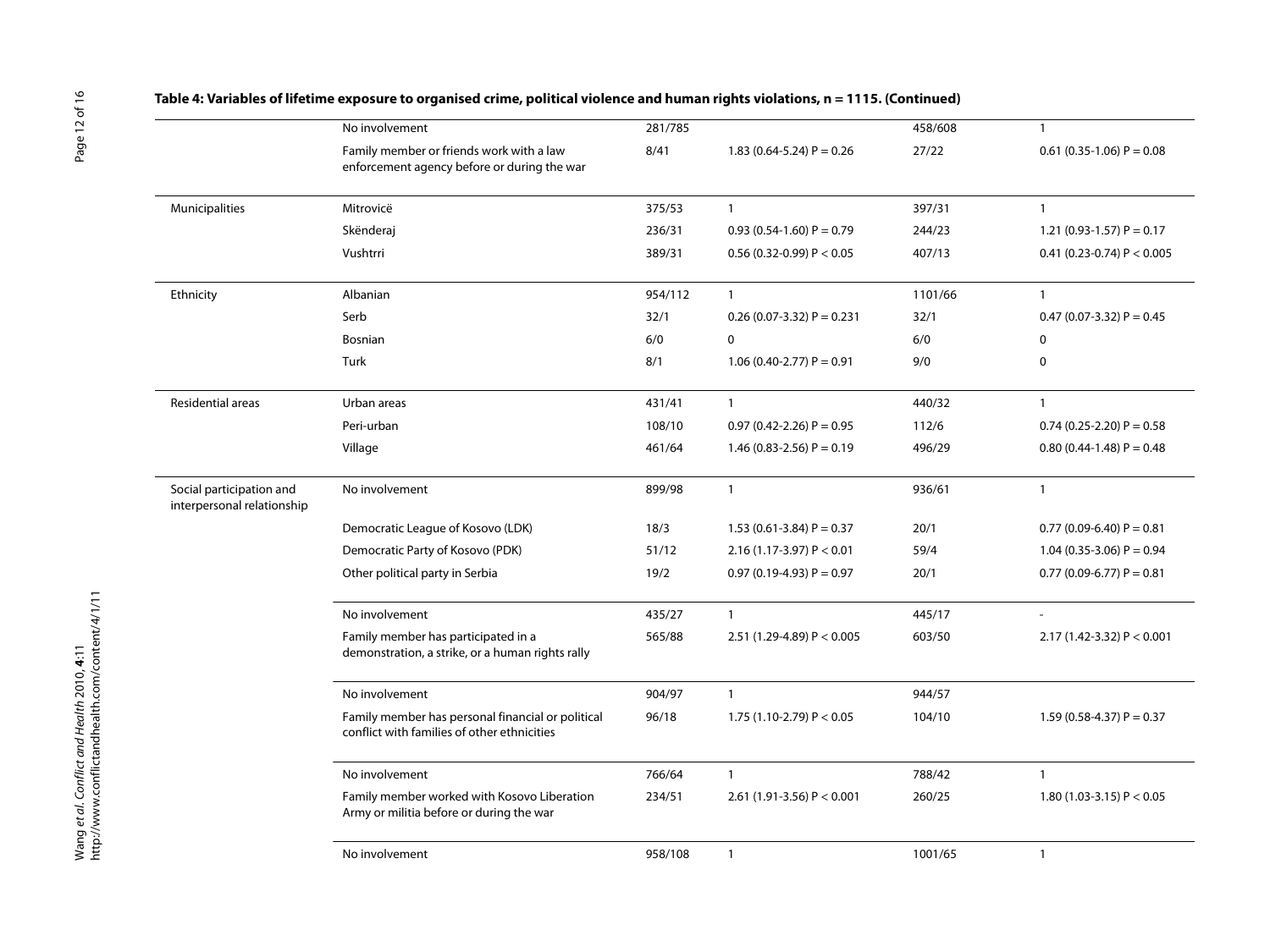**Table 4: Variables of lifetime exposure to organised crime, political violence and human rights violations, n = 1115. (Continued)**

| | | | | | |
|---|---|---|---|---|---|
| | No involvement | 281/785 | | 458/608 | 1 |
| | Family member or friends work with a law enforcement agency before or during the war | 8/41 | 1.83 (0.64-5.24) P = 0.26 | 27/22 | 0.61 (0.35-1.06) P = 0.08 |
| Municipalities | Mitrovicë | 375/53 | 1 | 397/31 | 1 |
| | Skënderaj | 236/31 | 0.93 (0.54-1.60) P = 0.79 | 244/23 | 1.21 (0.93-1.57) P = 0.17 |
| | Vushtrri | 389/31 | 0.56 (0.32-0.99) P < 0.05 | 407/13 | 0.41 (0.23-0.74) P < 0.005 |
| Ethnicity | Albanian | 954/112 | 1 | 1101/66 | 1 |
| | Serb | 32/1 | 0.26 (0.07-3.32) P = 0.231 | 32/1 | 0.47 (0.07-3.32) P = 0.45 |
| | Bosnian | 6/0 | 0 | 6/0 | 0 |
| | Turk | 8/1 | 1.06 (0.40-2.77) P = 0.91 | 9/0 | 0 |
| Residential areas | Urban areas | 431/41 | 1 | 440/32 | 1 |
| | Peri-urban | 108/10 | 0.97 (0.42-2.26) P = 0.95 | 112/6 | 0.74 (0.25-2.20) P = 0.58 |
| | Village | 461/64 | 1.46 (0.83-2.56) P = 0.19 | 496/29 | 0.80 (0.44-1.48) P = 0.48 |
| Social participation and interpersonal relationship | No involvement | 899/98 | 1 | 936/61 | 1 |
| | Democratic League of Kosovo (LDK) | 18/3 | 1.53 (0.61-3.84) P = 0.37 | 20/1 | 0.77 (0.09-6.40) P = 0.81 |
| | Democratic Party of Kosovo (PDK) | 51/12 | 2.16 (1.17-3.97) P < 0.01 | 59/4 | 1.04 (0.35-3.06) P = 0.94 |
| | Other political party in Serbia | 19/2 | 0.97 (0.19-4.93) P = 0.97 | 20/1 | 0.77 (0.09-6.77) P = 0.81 |
| | No involvement | 435/27 | 1 | 445/17 | - |
| | Family member has participated in a demonstration, a strike, or a human rights rally | 565/88 | 2.51 (1.29-4.89) P < 0.005 | 603/50 | 2.17 (1.42-3.32) P < 0.001 |
| | No involvement | 904/97 | 1 | 944/57 | |
| | Family member has personal financial or political conflict with families of other ethnicities | 96/18 | 1.75 (1.10-2.79) P < 0.05 | 104/10 | 1.59 (0.58-4.37) P = 0.37 |
| | No involvement | 766/64 | 1 | 788/42 | 1 |
| | Family member worked with Kosovo Liberation Army or militia before or during the war | 234/51 | 2.61 (1.91-3.56) P < 0.001 | 260/25 | 1.80 (1.03-3.15) P < 0.05 |
| | No involvement | 958/108 | 1 | 1001/65 | 1 |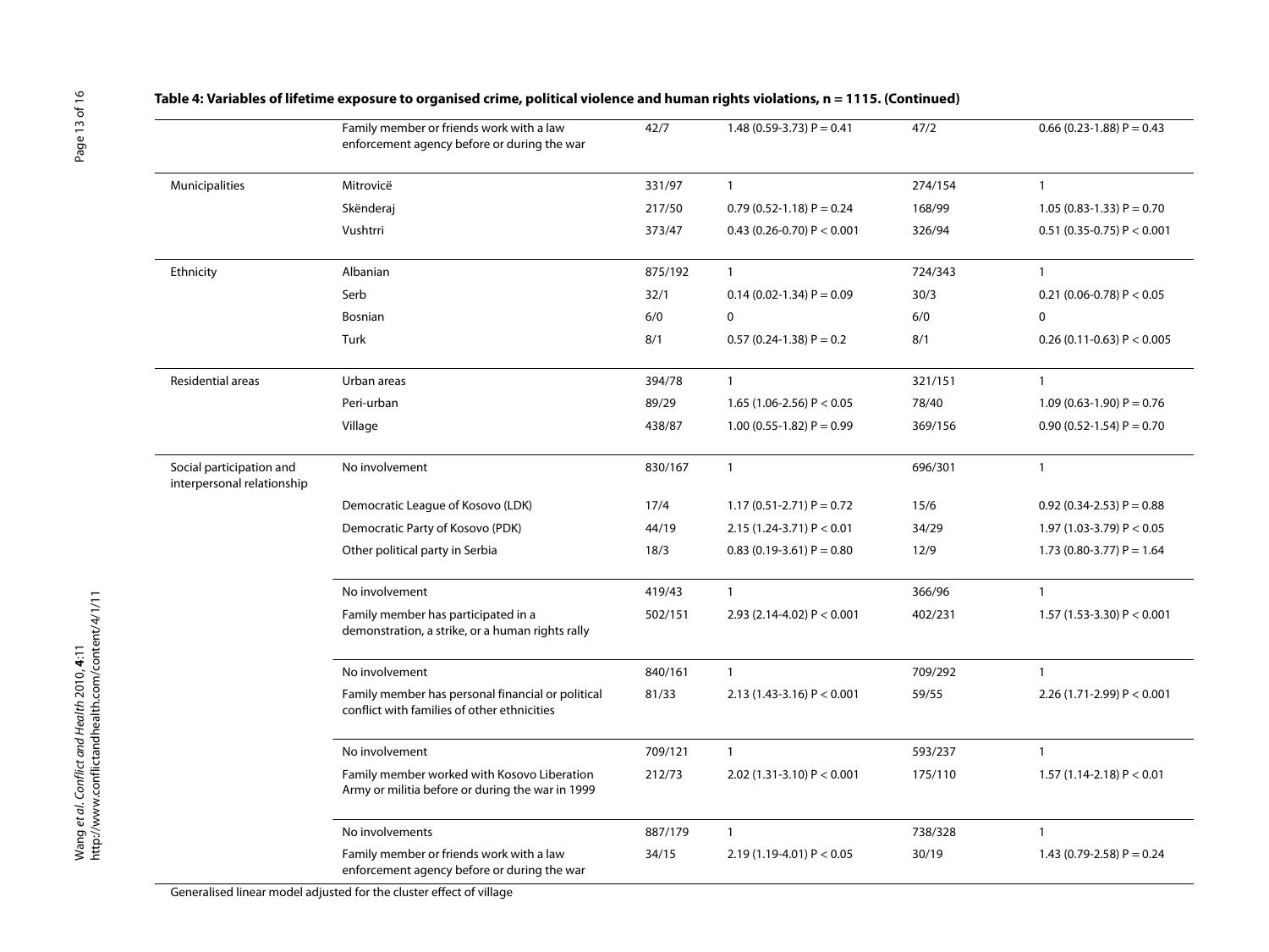**Table 4: Variables of lifetime exposure to organised crime, political violence and human rights violations, n = 1115. (Continued)**

| | | | | | |
|---|---|---|---|---|---|
| | Family member or friends work with a law enforcement agency before or during the war | 42/7 | 1.48 (0.59-3.73) P = 0.41 | 47/2 | 0.66 (0.23-1.88) P = 0.43 |
| Municipalities | Mitrovicë | 331/97 | 1 | 274/154 | 1 |
| | Skënderaj | 217/50 | 0.79 (0.52-1.18) P = 0.24 | 168/99 | 1.05 (0.83-1.33) P = 0.70 |
| | Vushtrri | 373/47 | 0.43 (0.26-0.70) P < 0.001 | 326/94 | 0.51 (0.35-0.75) P < 0.001 |
| Ethnicity | Albanian | 875/192 | 1 | 724/343 | 1 |
| | Serb | 32/1 | 0.14 (0.02-1.34) P = 0.09 | 30/3 | 0.21 (0.06-0.78) P < 0.05 |
| | Bosnian | 6/0 | 0 | 6/0 | 0 |
| | Turk | 8/1 | 0.57 (0.24-1.38) P = 0.2 | 8/1 | 0.26 (0.11-0.63) P < 0.005 |
| Residential areas | Urban areas | 394/78 | 1 | 321/151 | 1 |
| | Peri-urban | 89/29 | 1.65 (1.06-2.56) P < 0.05 | 78/40 | 1.09 (0.63-1.90) P = 0.76 |
| | Village | 438/87 | 1.00 (0.55-1.82) P = 0.99 | 369/156 | 0.90 (0.52-1.54) P = 0.70 |
| Social participation and interpersonal relationship | No involvement | 830/167 | 1 | 696/301 | 1 |
| | Democratic League of Kosovo (LDK) | 17/4 | 1.17 (0.51-2.71) P = 0.72 | 15/6 | 0.92 (0.34-2.53) P = 0.88 |
| | Democratic Party of Kosovo (PDK) | 44/19 | 2.15 (1.24-3.71) P < 0.01 | 34/29 | 1.97 (1.03-3.79) P < 0.05 |
| | Other political party in Serbia | 18/3 | 0.83 (0.19-3.61) P = 0.80 | 12/9 | 1.73 (0.80-3.77) P = 1.64 |
| | No involvement | 419/43 | 1 | 366/96 | 1 |
| | Family member has participated in a demonstration, a strike, or a human rights rally | 502/151 | 2.93 (2.14-4.02) P < 0.001 | 402/231 | 1.57 (1.53-3.30) P < 0.001 |
| | No involvement | 840/161 | 1 | 709/292 | 1 |
| | Family member has personal financial or political conflict with families of other ethnicities | 81/33 | 2.13 (1.43-3.16) P < 0.001 | 59/55 | 2.26 (1.71-2.99) P < 0.001 |
| | No involvement | 709/121 | 1 | 593/237 | 1 |
| | Family member worked with Kosovo Liberation Army or militia before or during the war in 1999 | 212/73 | 2.02 (1.31-3.10) P < 0.001 | 175/110 | 1.57 (1.14-2.18) P < 0.01 |
| | No involvements | 887/179 | 1 | 738/328 | 1 |
| | Family member or friends work with a law enforcement agency before or during the war | 34/15 | 2.19 (1.19-4.01) P < 0.05 | 30/19 | 1.43 (0.79-2.58) P = 0.24 |

Generalised linear model adjusted for the cluster effect of village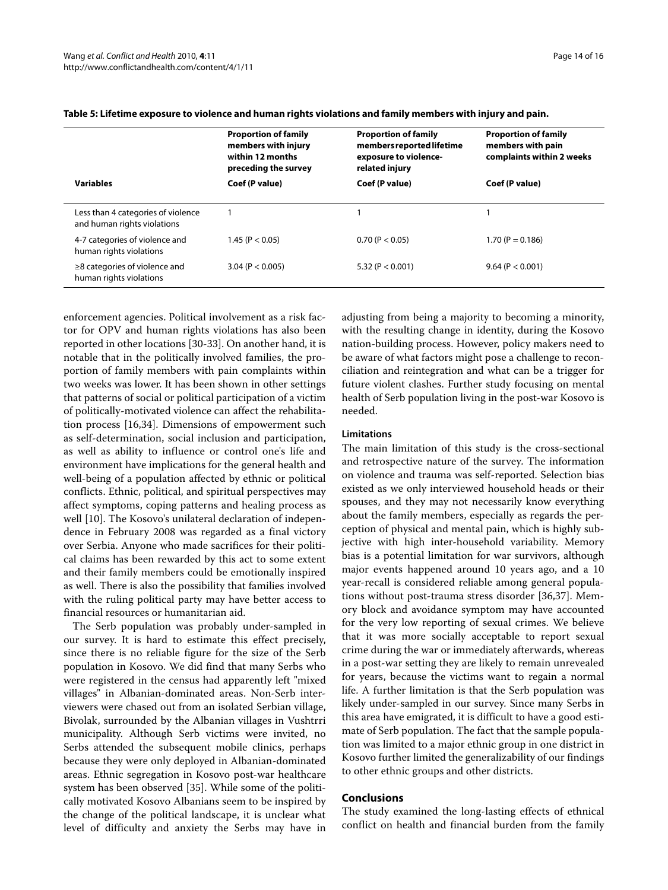**Table 5: Lifetime exposure to violence and human rights violations and family members with injury and pain.**

| Variables | Proportion of family members with injury within 12 months preceding the survey Coef (P value) | Proportion of family members reported lifetime exposure to violence-related injury Coef (P value) | Proportion of family members with pain complaints within 2 weeks Coef (P value) |
|---|---|---|---|
| Less than 4 categories of violence and human rights violations | 1 | 1 | 1 |
| 4-7 categories of violence and human rights violations | 1.45 ($P < 0.05$) | 0.70 ($P < 0.05$) | 1.70 ($P = 0.186$) |
| ≥8 categories of violence and human rights violations | 3.04 ($P < 0.005$) | 5.32 ($P < 0.001$) | 9.64 ($P < 0.001$) |

enforcement agencies. Political involvement as a risk factor for OPV and human rights violations has also been reported in other locations [30-33]. On another hand, it is notable that in the politically involved families, the proportion of family members with pain complaints within two weeks was lower. It has been shown in other settings that patterns of social or political participation of a victim of politically-motivated violence can affect the rehabilitation process [16,34]. Dimensions of empowerment such as self-determination, social inclusion and participation, as well as ability to influence or control one's life and environment have implications for the general health and well-being of a population affected by ethnic or political conflicts. Ethnic, political, and spiritual perspectives may affect symptoms, coping patterns and healing process as well [10]. The Kosovo's unilateral declaration of independence in February 2008 was regarded as a final victory over Serbia. Anyone who made sacrifices for their political claims has been rewarded by this act to some extent and their family members could be emotionally inspired as well. There is also the possibility that families involved with the ruling political party may have better access to financial resources or humanitarian aid.

The Serb population was probably under-sampled in our survey. It is hard to estimate this effect precisely, since there is no reliable figure for the size of the Serb population in Kosovo. We did find that many Serbs who were registered in the census had apparently left "mixed villages" in Albanian-dominated areas. Non-Serb interviewers were chased out from an isolated Serbian village, Bivolak, surrounded by the Albanian villages in Vushtrri municipality. Although Serb victims were invited, no Serbs attended the subsequent mobile clinics, perhaps because they were only deployed in Albanian-dominated areas. Ethnic segregation in Kosovo post-war healthcare system has been observed [35]. While some of the politically motivated Kosovo Albanians seem to be inspired by the change of the political landscape, it is unclear what level of difficulty and anxiety the Serbs may have in adjusting from being a majority to becoming a minority, with the resulting change in identity, during the Kosovo nation-building process. However, policy makers need to be aware of what factors might pose a challenge to reconciliation and reintegration and what can be a trigger for future violent clashes. Further study focusing on mental health of Serb population living in the post-war Kosovo is needed.

### Limitations

The main limitation of this study is the cross-sectional and retrospective nature of the survey. The information on violence and trauma was self-reported. Selection bias existed as we only interviewed household heads or their spouses, and they may not necessarily know everything about the family members, especially as regards the perception of physical and mental pain, which is highly subjective with high inter-household variability. Memory bias is a potential limitation for war survivors, although major events happened around 10 years ago, and a 10 year-recall is considered reliable among general populations without post-trauma stress disorder [36,37]. Memory block and avoidance symptom may have accounted for the very low reporting of sexual crimes. We believe that it was more socially acceptable to report sexual crime during the war or immediately afterwards, whereas in a post-war setting they are likely to remain unrevealed for years, because the victims want to regain a normal life. A further limitation is that the Serb population was likely under-sampled in our survey. Since many Serbs in this area have emigrated, it is difficult to have a good estimate of Serb population. The fact that the sample population was limited to a major ethnic group in one district in Kosovo further limited the generalizability of our findings to other ethnic groups and other districts.

## Conclusions

The study examined the long-lasting effects of ethnical conflict on health and financial burden from the family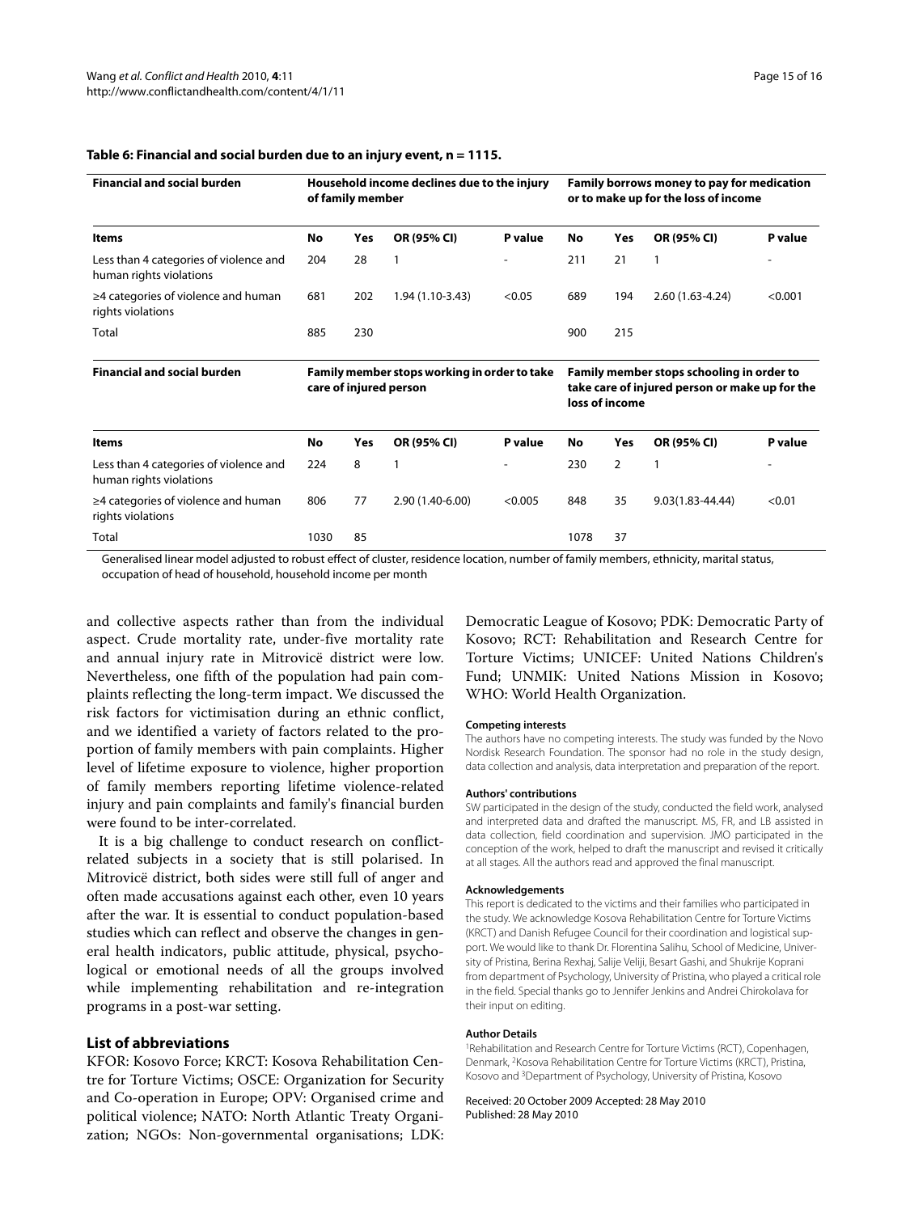**Table 6: Financial and social burden due to an injury event, n = 1115.**

| Financial and social burden | Household income declines due to the injury of family member | | | | Family borrows money to pay for medication or to make up for the loss of income | | | |
|---|---|---|---|---|---|---|---|---|
| **Items** | **No** | **Yes** | **OR (95% CI)** | **P value** | **No** | **Yes** | **OR (95% CI)** | **P value** |
| Less than 4 categories of violence and human rights violations | 204 | 28 | 1 | - | 211 | 21 | 1 | - |
| ≥4 categories of violence and human rights violations | 681 | 202 | 1.94 (1.10-3.43) | <0.05 | 689 | 194 | 2.60 (1.63-4.24) | <0.001 |
| Total | 885 | 230 | | | 900 | 215 | | |
| **Financial and social burden** | **Family member stops working in order to take care of injured person** | | | | **Family member stops schooling in order to take care of injured person or make up for the loss of income** | | | |
| **Items** | **No** | **Yes** | **OR (95% CI)** | **P value** | **No** | **Yes** | **OR (95% CI)** | **P value** |
| Less than 4 categories of violence and human rights violations | 224 | 8 | 1 | - | 230 | 2 | 1 | - |
| ≥4 categories of violence and human rights violations | 806 | 77 | 2.90 (1.40-6.00) | <0.005 | 848 | 35 | 9.03(1.83-44.44) | <0.01 |
| Total | 1030 | 85 | | | 1078 | 37 | | |

Generalised linear model adjusted to robust effect of cluster, residence location, number of family members, ethnicity, marital status, occupation of head of household, household income per month

and collective aspects rather than from the individual aspect. Crude mortality rate, under-five mortality rate and annual injury rate in Mitrovicë district were low. Nevertheless, one fifth of the population had pain complaints reflecting the long-term impact. We discussed the risk factors for victimisation during an ethnic conflict, and we identified a variety of factors related to the proportion of family members with pain complaints. Higher level of lifetime exposure to violence, higher proportion of family members reporting lifetime violence-related injury and pain complaints and family's financial burden were found to be inter-correlated.

It is a big challenge to conduct research on conflict-related subjects in a society that is still polarised. In Mitrovicë district, both sides were still full of anger and often made accusations against each other, even 10 years after the war. It is essential to conduct population-based studies which can reflect and observe the changes in general health indicators, public attitude, physical, psychological or emotional needs of all the groups involved while implementing rehabilitation and re-integration programs in a post-war setting.

## List of abbreviations

KFOR: Kosovo Force; KRCT: Kosova Rehabilitation Centre for Torture Victims; OSCE: Organization for Security and Co-operation in Europe; OPV: Organised crime and political violence; NATO: North Atlantic Treaty Organization; NGOs: Non-governmental organisations; LDK: Democratic League of Kosovo; PDK: Democratic Party of Kosovo; RCT: Rehabilitation and Research Centre for Torture Victims; UNICEF: United Nations Children's Fund; UNMIK: United Nations Mission in Kosovo; WHO: World Health Organization.

#### Competing interests

The authors have no competing interests. The study was funded by the Novo Nordisk Research Foundation. The sponsor had no role in the study design, data collection and analysis, data interpretation and preparation of the report.

#### Authors' contributions

SW participated in the design of the study, conducted the field work, analysed and interpreted data and drafted the manuscript. MS, FR, and LB assisted in data collection, field coordination and supervision. JMO participated in the conception of the work, helped to draft the manuscript and revised it critically at all stages. All the authors read and approved the final manuscript.

#### Acknowledgements

This report is dedicated to the victims and their families who participated in the study. We acknowledge Kosova Rehabilitation Centre for Torture Victims (KRCT) and Danish Refugee Council for their coordination and logistical support. We would like to thank Dr. Florentina Salihu, School of Medicine, University of Pristina, Berina Rexhaj, Salije Veliji, Besart Gashi, and Shukrije Koprani from department of Psychology, University of Pristina, who played a critical role in the field. Special thanks go to Jennifer Jenkins and Andrei Chirokolava for their input on editing.

#### Author Details

[1]Rehabilitation and Research Centre for Torture Victims (RCT), Copenhagen, Denmark, [2]Kosova Rehabilitation Centre for Torture Victims (KRCT), Pristina, Kosovo and [3]Department of Psychology, University of Pristina, Kosovo

Received: 20 October 2009 Accepted: 28 May 2010
Published: 28 May 2010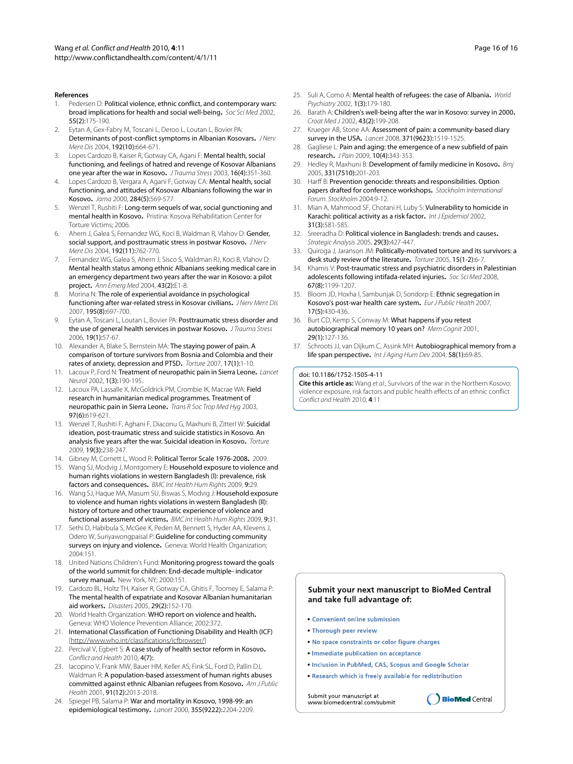## References

1. Pedersen D: **Political violence, ethnic conflict, and contemporary wars: broad implications for health and social well-being.** *Soc Sci Med* 2002, **55(2)**:175-190.
2. Eytan A, Gex-Fabry M, Toscani L, Deroo L, Loutan L, Bovier PA: **Determinants of post-conflict symptoms in Albanian Kosovars.** *J Nerv Ment Dis* 2004, **192(10)**:664-671.
3. Lopes Cardozo B, Kaiser R, Gotway CA, Agani F: **Mental health, social functioning, and feelings of hatred and revenge of Kosovar Albanians one year after the war in Kosovo.** *J Trauma Stress* 2003, **16(4)**:351-360.
4. Lopes Cardozo B, Vergara A, Agani F, Gotway CA: **Mental health, social functioning, and attitudes of Kosovar Albanians following the war in Kosovo.** *Jama* 2000, **284(5)**:569-577.
5. Wenzel T, Rushiti F: **Long-term sequels of war, social gunctioning and mental health in Kosovo.** Pristina: Kosova Rehabilitation Center for Torture Victims; 2006.
6. Ahern J, Galea S, Fernandez WG, Koci B, Waldman R, Vlahov D: **Gender, social support, and posttraumatic stress in postwar Kosovo.** *J Nerv Ment Dis* 2004, **192(11)**:762-770.
7. Fernandez WG, Galea S, Ahern J, Sisco S, Waldman RJ, Koci B, Vlahov D: **Mental health status among ethnic Albanians seeking medical care in an emergency department two years after the war in Kosovo: a pilot project.** *Ann Emerg Med* 2004, **43(2)**:E1-8.
8. Morina N: **The role of experiential avoidance in psychological functioning after war-related stress in Kosovar civilians.** *J Nerv Ment Dis* 2007, **195(8)**:697-700.
9. Eytan A, Toscani L, Loutan L, Bovier PA: **Posttraumatic stress disorder and the use of general health services in postwar Kosovo.** *J Trauma Stress* 2006, **19(1)**:57-67.
10. Alexander A, Blake S, Bernstein MA: **The staying power of pain. A comparison of torture survivors from Bosnia and Colombia and their rates of anxiety, depression and PTSD.** *Torture* 2007, **17(1)**:1-10.
11. Lacoux P, Ford N: **Treatment of neuropathic pain in Sierra Leone.** *Lancet Neurol* 2002, **1(3)**:190-195.
12. Lacoux PA, Lassalle X, McGoldrick PM, Crombie IK, Macrae WA: **Field research in humanitarian medical programmes. Treatment of neuropathic pain in Sierra Leone.** *Trans R Soc Trop Med Hyg* 2003, **97(6)**:619-621.
13. Wenzel T, Rushiti F, Aghani F, Diaconu G, Maxhuni B, Zitterl W: **Suicidal ideation, post-traumatic stress and suicide statistics in Kosovo. An analysis five years after the war. Suicidal ideation in Kosovo.** *Torture* 2009, **19(3)**:238-247.
14. Gibney M, Cornett L, Wood R: **Political Terror Scale 1976-2008.** 2009.
15. Wang SJ, Modvig J, Montgomery E: **Household exposure to violence and human rights violations in western Bangladesh (I): prevalence, risk factors and consequences.** *BMC Int Health Hum Rights* 2009, **9**:29.
16. Wang SJ, Haque MA, Masum SU, Biswas S, Modvig J: **Household exposure to violence and human rights violations in western Bangladesh (II): history of torture and other traumatic experience of violence and functional assessment of victims.** *BMC Int Health Hum Rights* 2009, **9**:31.
17. Sethi D, Habibula S, McGee K, Peden M, Bennett S, Hyder AA, Klevens J, Odero W, Suriyawongpaisal P: **Guideline for conducting community surveys on injury and violence.** Geneva: World Health Organization; 2004:151.
18. United Nations Children's Fund: **Monitoring progress toward the goals of the world summit for children: End-decade multiple- indicator survey manual.** New York, NY; 2000:151.
19. Cardozo BL, Holtz TH, Kaiser R, Gotway CA, Ghitis F, Toomey E, Salama P: **The mental health of expatriate and Kosovar Albanian humanitarian aid workers.** *Disasters* 2005, **29(2)**:152-170.
20. World Health Organization: **WHO report on violence and health.** Geneva: WHO Violence Prevention Alliance; 2002:372.
21. **International Classification of Functioning Disability and Health (ICF)** [http://www.who.int/classifications/icfbrowser/]
22. Percival V, Egbert S: **A case study of health sector reform in Kosovo.** *Conflict and Health* 2010, **4(7)**:.
23. Iacopino V, Frank MW, Bauer HM, Keller AS, Fink SL, Ford D, Pallin DJ, Waldman R: **A population-based assessment of human rights abuses committed against ethnic Albanian refugees from Kosovo.** *Am J Public Health* 2001, **91(12)**:2013-2018.
24. Spiegel PB, Salama P: **War and mortality in Kosovo, 1998-99: an epidemiological testimony.** *Lancet* 2000, **355(9222)**:2204-2209.
25. Suli A, Como A: **Mental health of refugees: the case of Albania.** *World Psychiatry* 2002, **1(3)**:179-180.
26. Barath A: **Children's well-being after the war in Kosovo: survey in 2000.** *Croat Med J* 2002, **43(2)**:199-208.
27. Krueger AB, Stone AA: **Assessment of pain: a community-based diary survey in the USA.** *Lancet* 2008, **371(9623)**:1519-1525.
28. Gagliese L: **Pain and aging: the emergence of a new subfield of pain research.** *J Pain* 2009, **10(4)**:343-353.
29. Hedley R, Maxhuni B: **Development of family medicine in Kosovo.** *Bmj* 2005, **331(7510)**:201-203.
30. Harff B: **Prevention genocide: threats and responsibilities. Option papers drafted for conference workshops.** *Stockholm International Forum. Stockholm* 2004:9-12.
31. Mian A, Mahmood SF, Chotani H, Luby S: **Vulnerability to homicide in Karachi: political activity as a risk factor.** *Int J Epidemiol* 2002, **31(3)**:581-585.
32. Sreeradha D: **Political violence in Bangladesh: trends and causes.** *Strategic Analysis* 2005, **29(3)**:427-447.
33. Quiroga J, Jaranson JM: **Politically-motivated torture and its survivors: a desk study review of the literature.** *Torture* 2005, **15(1-2)**:6-7.
34. Khamis V: **Post-traumatic stress and psychiatric disorders in Palestinian adolescents following intifada-related injuries.** *Soc Sci Med* 2008, **67(8)**:1199-1207.
35. Bloom JD, Hoxha I, Sambunjak D, Sondorp E: **Ethnic segregation in Kosovo's post-war health care system.** *Eur J Public Health* 2007, **17(5)**:430-436.
36. Burt CD, Kemp S, Conway M: **What happens if you retest autobiographical memory 10 years on?** *Mem Cognit* 2001, **29(1)**:127-136.
37. Schroots JJ, van Dijkum C, Assink MH: **Autobiographical memory from a life span perspective.** *Int J Aging Hum Dev* 2004, **58(1)**:69-85.

doi: 10.1186/1752-1505-4-11

**Cite this article as:** Wang *et al.*, Survivors of the war in the Northern Kosovo: violence exposure, risk factors and public health effects of an ethnic conflict *Conflict and Health* 2010, **4**:11

**Submit your next manuscript to BioMed Central and take full advantage of:**

- Convenient online submission
- Thorough peer review
- No space constraints or color figure charges
- Immediate publication on acceptance
- Inclusion in PubMed, CAS, Scopus and Google Scholar
- Research which is freely available for redistribution

Submit your manuscript at www.biomedcentral.com/submit

BioMed Central